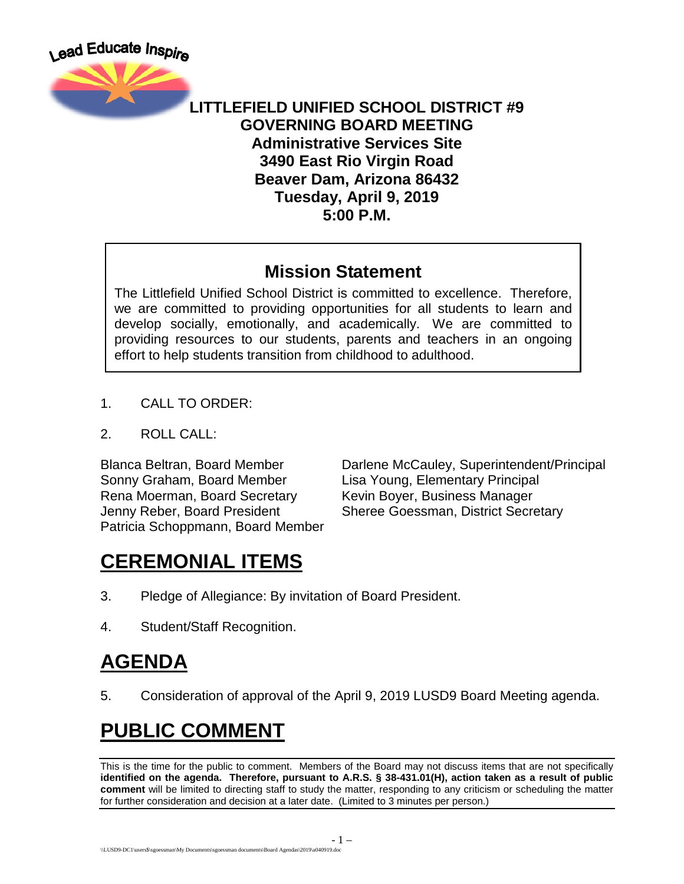Lead Educate Inspire

# LITTLEFIELD UNIFIED SCHOOL DISTRICT #9
## GOVERNING BOARD MEETING
**Administrative Services Site**
**3490 East Rio Virgin Road**
**Beaver Dam, Arizona 86432**
**Tuesday, April 9, 2019**
**5:00 P.M.**

### Mission Statement

The Littlefield Unified School District is committed to excellence. Therefore, we are committed to providing opportunities for all students to learn and develop socially, emotionally, and academically. We are committed to providing resources to our students, parents and teachers in an ongoing effort to help students transition from childhood to adulthood.

1. CALL TO ORDER:

2. ROLL CALL:

Blanca Beltran, Board Member
Sonny Graham, Board Member
Rena Moerman, Board Secretary
Jenny Reber, Board President
Patricia Schoppmann, Board Member

Darlene McCauley, Superintendent/Principal
Lisa Young, Elementary Principal
Kevin Boyer, Business Manager
Sheree Goessman, District Secretary

## CEREMONIAL ITEMS

3. Pledge of Allegiance: By invitation of Board President.

4. Student/Staff Recognition.

## AGENDA

5. Consideration of approval of the April 9, 2019 LUSD9 Board Meeting agenda.

## PUBLIC COMMENT

This is the time for the public to comment. Members of the Board may not discuss items that are not specifically **identified on the agenda. Therefore, pursuant to A.R.S. § 38-431.01(H), action taken as a result of public comment** will be limited to directing staff to study the matter, responding to any criticism or scheduling the matter for further consideration and decision at a later date. (Limited to 3 minutes per person.)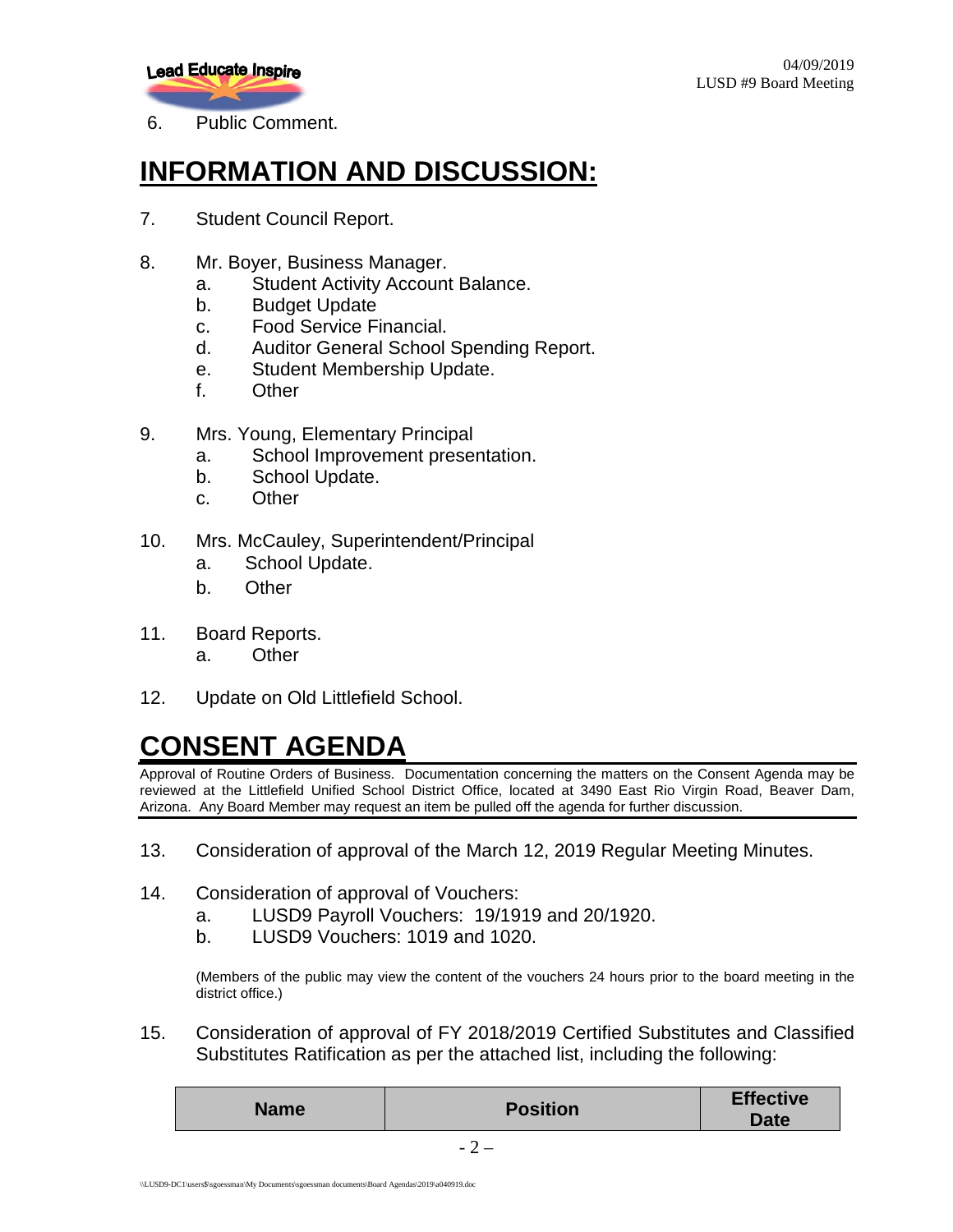6. Public Comment.

# INFORMATION AND DISCUSSION:

7. Student Council Report.

8. Mr. Boyer, Business Manager.
   a. Student Activity Account Balance.
   b. Budget Update
   c. Food Service Financial.
   d. Auditor General School Spending Report.
   e. Student Membership Update.
   f. Other

9. Mrs. Young, Elementary Principal
   a. School Improvement presentation.
   b. School Update.
   c. Other

10. Mrs. McCauley, Superintendent/Principal
    a. School Update.
    b. Other

11. Board Reports.
    a. Other

12. Update on Old Littlefield School.

# CONSENT AGENDA

Approval of Routine Orders of Business. Documentation concerning the matters on the Consent Agenda may be reviewed at the Littlefield Unified School District Office, located at 3490 East Rio Virgin Road, Beaver Dam, Arizona. Any Board Member may request an item be pulled off the agenda for further discussion.

13. Consideration of approval of the March 12, 2019 Regular Meeting Minutes.

14. Consideration of approval of Vouchers:
    a. LUSD9 Payroll Vouchers: 19/1919 and 20/1920.
    b. LUSD9 Vouchers: 1019 and 1020.

    (Members of the public may view the content of the vouchers 24 hours prior to the board meeting in the district office.)

15. Consideration of approval of FY 2018/2019 Certified Substitutes and Classified Substitutes Ratification as per the attached list, including the following:

| Name | Position | Effective Date |
| --- | --- | --- |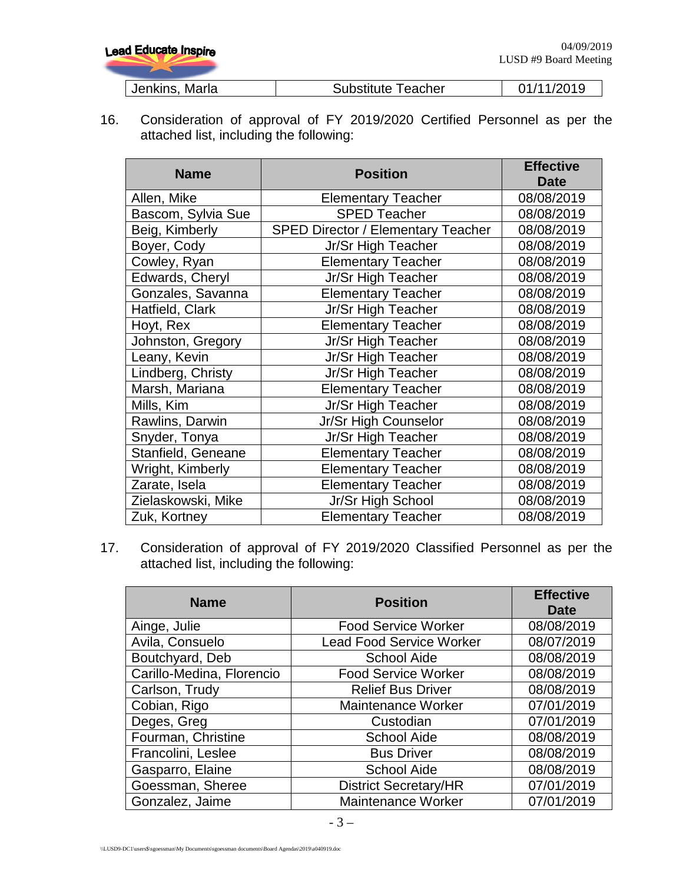| Jenkins, Marla | Substitute Teacher | 01/11/2019 |
|---|---|---|

16. Consideration of approval of FY 2019/2020 Certified Personnel as per the attached list, including the following:

| Name | Position | Effective Date |
|---|---|---|
| Allen, Mike | Elementary Teacher | 08/08/2019 |
| Bascom, Sylvia Sue | SPED Teacher | 08/08/2019 |
| Beig, Kimberly | SPED Director / Elementary Teacher | 08/08/2019 |
| Boyer, Cody | Jr/Sr High Teacher | 08/08/2019 |
| Cowley, Ryan | Elementary Teacher | 08/08/2019 |
| Edwards, Cheryl | Jr/Sr High Teacher | 08/08/2019 |
| Gonzales, Savanna | Elementary Teacher | 08/08/2019 |
| Hatfield, Clark | Jr/Sr High Teacher | 08/08/2019 |
| Hoyt, Rex | Elementary Teacher | 08/08/2019 |
| Johnston, Gregory | Jr/Sr High Teacher | 08/08/2019 |
| Leany, Kevin | Jr/Sr High Teacher | 08/08/2019 |
| Lindberg, Christy | Jr/Sr High Teacher | 08/08/2019 |
| Marsh, Mariana | Elementary Teacher | 08/08/2019 |
| Mills, Kim | Jr/Sr High Teacher | 08/08/2019 |
| Rawlins, Darwin | Jr/Sr High Counselor | 08/08/2019 |
| Snyder, Tonya | Jr/Sr High Teacher | 08/08/2019 |
| Stanfield, Geneane | Elementary Teacher | 08/08/2019 |
| Wright, Kimberly | Elementary Teacher | 08/08/2019 |
| Zarate, Isela | Elementary Teacher | 08/08/2019 |
| Zielaskowski, Mike | Jr/Sr High School | 08/08/2019 |
| Zuk, Kortney | Elementary Teacher | 08/08/2019 |

17. Consideration of approval of FY 2019/2020 Classified Personnel as per the attached list, including the following:

| Name | Position | Effective Date |
|---|---|---|
| Ainge, Julie | Food Service Worker | 08/08/2019 |
| Avila, Consuelo | Lead Food Service Worker | 08/07/2019 |
| Boutchyard, Deb | School Aide | 08/08/2019 |
| Carillo-Medina, Florencio | Food Service Worker | 08/08/2019 |
| Carlson, Trudy | Relief Bus Driver | 08/08/2019 |
| Cobian, Rigo | Maintenance Worker | 07/01/2019 |
| Deges, Greg | Custodian | 07/01/2019 |
| Fourman, Christine | School Aide | 08/08/2019 |
| Francolini, Leslee | Bus Driver | 08/08/2019 |
| Gasparro, Elaine | School Aide | 08/08/2019 |
| Goessman, Sheree | District Secretary/HR | 07/01/2019 |
| Gonzalez, Jaime | Maintenance Worker | 07/01/2019 |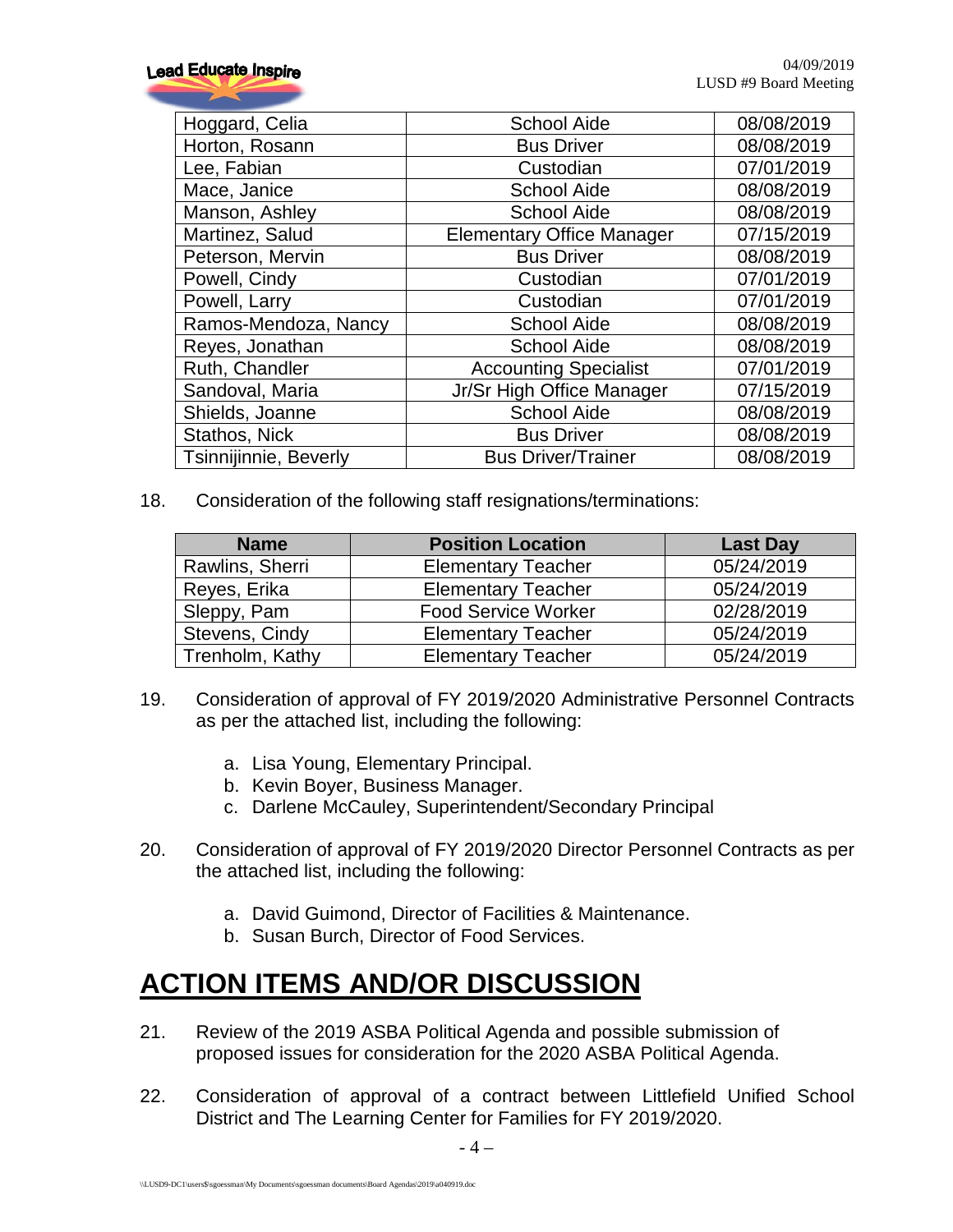| Hoggard, Celia | School Aide | 08/08/2019 |
|---|---|---|
| Horton, Rosann | Bus Driver | 08/08/2019 |
| Lee, Fabian | Custodian | 07/01/2019 |
| Mace, Janice | School Aide | 08/08/2019 |
| Manson, Ashley | School Aide | 08/08/2019 |
| Martinez, Salud | Elementary Office Manager | 07/15/2019 |
| Peterson, Mervin | Bus Driver | 08/08/2019 |
| Powell, Cindy | Custodian | 07/01/2019 |
| Powell, Larry | Custodian | 07/01/2019 |
| Ramos-Mendoza, Nancy | School Aide | 08/08/2019 |
| Reyes, Jonathan | School Aide | 08/08/2019 |
| Ruth, Chandler | Accounting Specialist | 07/01/2019 |
| Sandoval, Maria | Jr/Sr High Office Manager | 07/15/2019 |
| Shields, Joanne | School Aide | 08/08/2019 |
| Stathos, Nick | Bus Driver | 08/08/2019 |
| Tsinnijinnie, Beverly | Bus Driver/Trainer | 08/08/2019 |

18. Consideration of the following staff resignations/terminations:

| Name | Position Location | Last Day |
|---|---|---|
| Rawlins, Sherri | Elementary Teacher | 05/24/2019 |
| Reyes, Erika | Elementary Teacher | 05/24/2019 |
| Sleppy, Pam | Food Service Worker | 02/28/2019 |
| Stevens, Cindy | Elementary Teacher | 05/24/2019 |
| Trenholm, Kathy | Elementary Teacher | 05/24/2019 |

19. Consideration of approval of FY 2019/2020 Administrative Personnel Contracts as per the attached list, including the following:

    a. Lisa Young, Elementary Principal.
    b. Kevin Boyer, Business Manager.
    c. Darlene McCauley, Superintendent/Secondary Principal

20. Consideration of approval of FY 2019/2020 Director Personnel Contracts as per the attached list, including the following:

    a. David Guimond, Director of Facilities & Maintenance.
    b. Susan Burch, Director of Food Services.

# ACTION ITEMS AND/OR DISCUSSION

21. Review of the 2019 ASBA Political Agenda and possible submission of proposed issues for consideration for the 2020 ASBA Political Agenda.

22. Consideration of approval of a contract between Littlefield Unified School District and The Learning Center for Families for FY 2019/2020.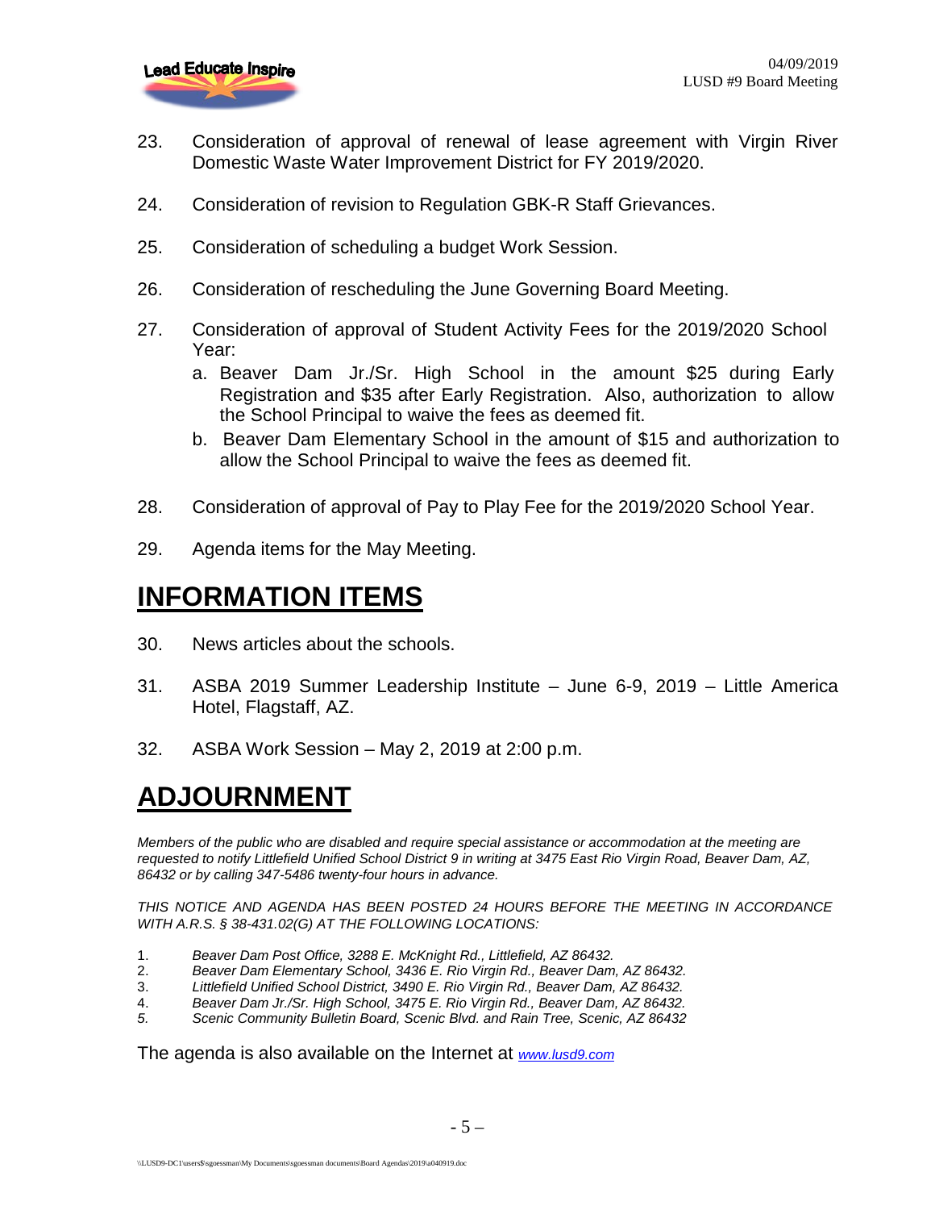23. Consideration of approval of renewal of lease agreement with Virgin River Domestic Waste Water Improvement District for FY 2019/2020.

24. Consideration of revision to Regulation GBK-R Staff Grievances.

25. Consideration of scheduling a budget Work Session.

26. Consideration of rescheduling the June Governing Board Meeting.

27. Consideration of approval of Student Activity Fees for the 2019/2020 School Year:
    a. Beaver Dam Jr./Sr. High School in the amount $25 during Early Registration and $35 after Early Registration. Also, authorization to allow the School Principal to waive the fees as deemed fit.
    b. Beaver Dam Elementary School in the amount of $15 and authorization to allow the School Principal to waive the fees as deemed fit.

28. Consideration of approval of Pay to Play Fee for the 2019/2020 School Year.

29. Agenda items for the May Meeting.

# INFORMATION ITEMS

30. News articles about the schools.

31. ASBA 2019 Summer Leadership Institute – June 6-9, 2019 – Little America Hotel, Flagstaff, AZ.

32. ASBA Work Session – May 2, 2019 at 2:00 p.m.

# ADJOURNMENT

*Members of the public who are disabled and require special assistance or accommodation at the meeting are requested to notify Littlefield Unified School District 9 in writing at 3475 East Rio Virgin Road, Beaver Dam, AZ, 86432 or by calling 347-5486 twenty-four hours in advance.*

*THIS NOTICE AND AGENDA HAS BEEN POSTED 24 HOURS BEFORE THE MEETING IN ACCORDANCE WITH A.R.S. § 38-431.02(G) AT THE FOLLOWING LOCATIONS:*

1. *Beaver Dam Post Office, 3288 E. McKnight Rd., Littlefield, AZ 86432.*
2. *Beaver Dam Elementary School, 3436 E. Rio Virgin Rd., Beaver Dam, AZ 86432.*
3. *Littlefield Unified School District, 3490 E. Rio Virgin Rd., Beaver Dam, AZ 86432.*
4. *Beaver Dam Jr./Sr. High School, 3475 E. Rio Virgin Rd., Beaver Dam, AZ 86432.*
5. *Scenic Community Bulletin Board, Scenic Blvd. and Rain Tree, Scenic, AZ 86432*

The agenda is also available on the Internet at *www.lusd9.com*